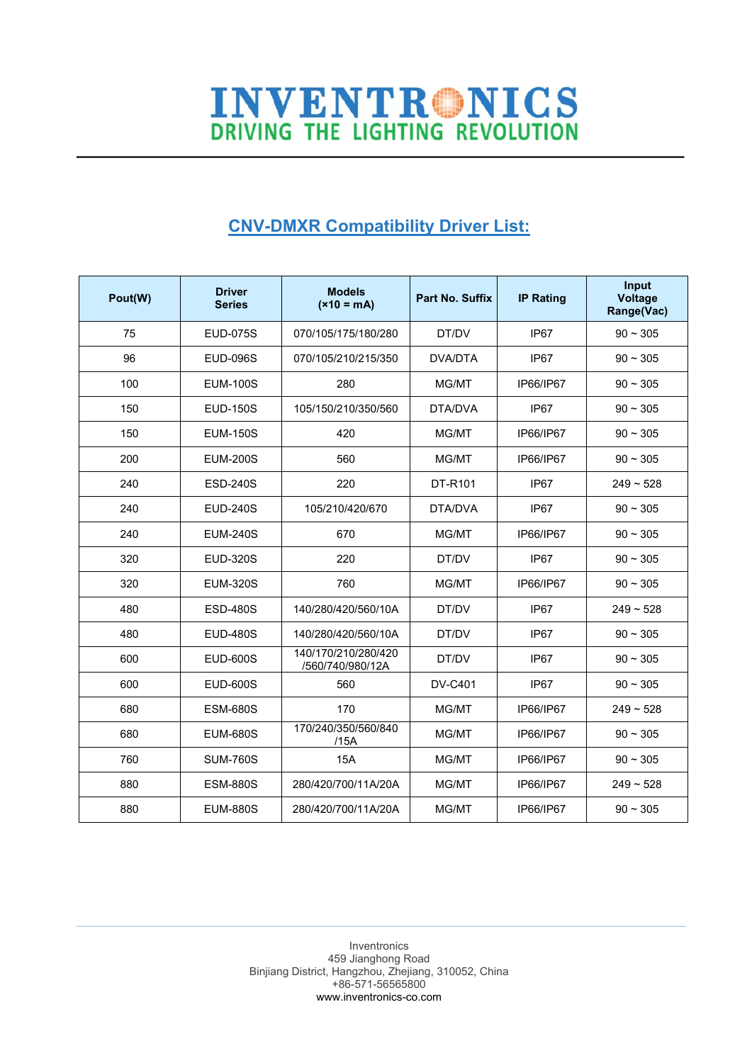# INVENTRONICS

DRIVING THE LIGHTING REVOLUTION

## CNV-DMXR Compatibility Driver List:

| Pout(W) | Driver Series | Models (×10 = mA) | Part No. Suffix | IP Rating | Input Voltage Range(Vac) |
|---|---|---|---|---|---|
| 75 | EUD-075S | 070/105/175/180/280 | DT/DV | IP67 | 90 ~ 305 |
| 96 | EUD-096S | 070/105/210/215/350 | DVA/DTA | IP67 | 90 ~ 305 |
| 100 | EUM-100S | 280 | MG/MT | IP66/IP67 | 90 ~ 305 |
| 150 | EUD-150S | 105/150/210/350/560 | DTA/DVA | IP67 | 90 ~ 305 |
| 150 | EUM-150S | 420 | MG/MT | IP66/IP67 | 90 ~ 305 |
| 200 | EUM-200S | 560 | MG/MT | IP66/IP67 | 90 ~ 305 |
| 240 | ESD-240S | 220 | DT-R101 | IP67 | 249 ~ 528 |
| 240 | EUD-240S | 105/210/420/670 | DTA/DVA | IP67 | 90 ~ 305 |
| 240 | EUM-240S | 670 | MG/MT | IP66/IP67 | 90 ~ 305 |
| 320 | EUD-320S | 220 | DT/DV | IP67 | 90 ~ 305 |
| 320 | EUM-320S | 760 | MG/MT | IP66/IP67 | 90 ~ 305 |
| 480 | ESD-480S | 140/280/420/560/10A | DT/DV | IP67 | 249 ~ 528 |
| 480 | EUD-480S | 140/280/420/560/10A | DT/DV | IP67 | 90 ~ 305 |
| 600 | EUD-600S | 140/170/210/280/420 /560/740/980/12A | DT/DV | IP67 | 90 ~ 305 |
| 600 | EUD-600S | 560 | DV-C401 | IP67 | 90 ~ 305 |
| 680 | ESM-680S | 170 | MG/MT | IP66/IP67 | 249 ~ 528 |
| 680 | EUM-680S | 170/240/350/560/840 /15A | MG/MT | IP66/IP67 | 90 ~ 305 |
| 760 | SUM-760S | 15A | MG/MT | IP66/IP67 | 90 ~ 305 |
| 880 | ESM-880S | 280/420/700/11A/20A | MG/MT | IP66/IP67 | 249 ~ 528 |
| 880 | EUM-880S | 280/420/700/11A/20A | MG/MT | IP66/IP67 | 90 ~ 305 |

Inventronics
459 Jianghong Road
Binjiang District, Hangzhou, Zhejiang, 310052, China
+86-571-56565800
www.inventronics-co.com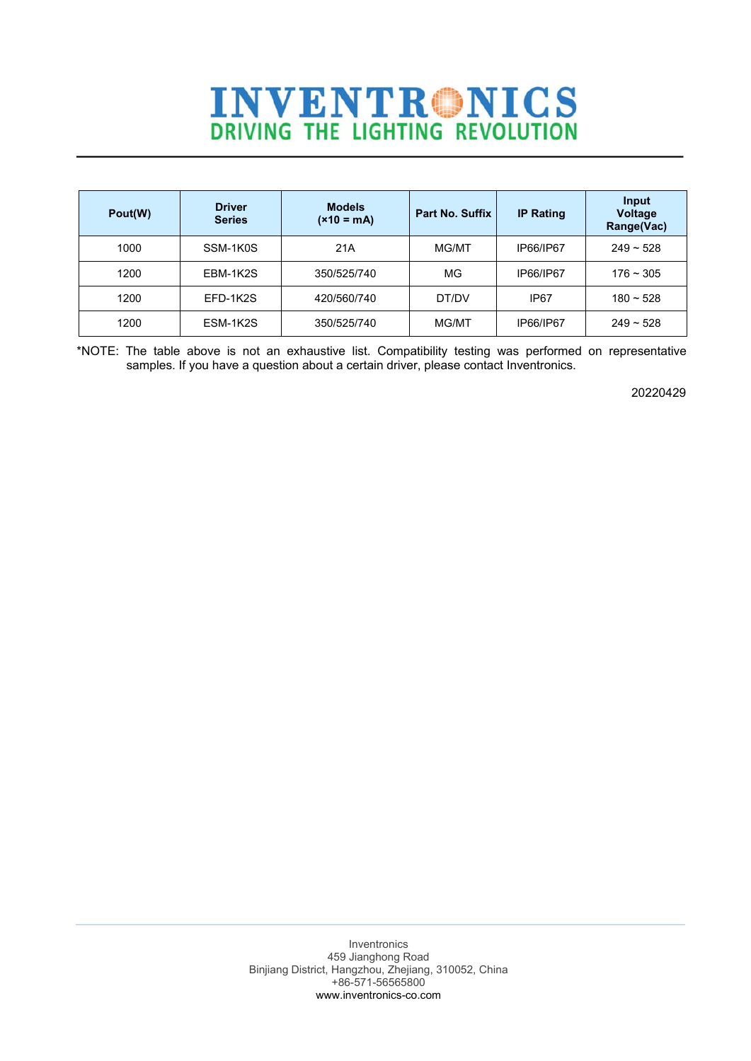# INVENTRONICS

**DRIVING THE LIGHTING REVOLUTION**

| Pout(W) | Driver Series | Models (×10 = mA) | Part No. Suffix | IP Rating | Input Voltage Range(Vac) |
|---|---|---|---|---|---|
| 1000 | SSM-1K0S | 21A | MG/MT | IP66/IP67 | 249 ~ 528 |
| 1200 | EBM-1K2S | 350/525/740 | MG | IP66/IP67 | 176 ~ 305 |
| 1200 | EFD-1K2S | 420/560/740 | DT/DV | IP67 | 180 ~ 528 |
| 1200 | ESM-1K2S | 350/525/740 | MG/MT | IP66/IP67 | 249 ~ 528 |

*NOTE: The table above is not an exhaustive list. Compatibility testing was performed on representative samples. If you have a question about a certain driver, please contact Inventronics.

20220429

Inventronics
459 Jianghong Road
Binjiang District, Hangzhou, Zhejiang, 310052, China
+86-571-56565800
www.inventronics-co.com